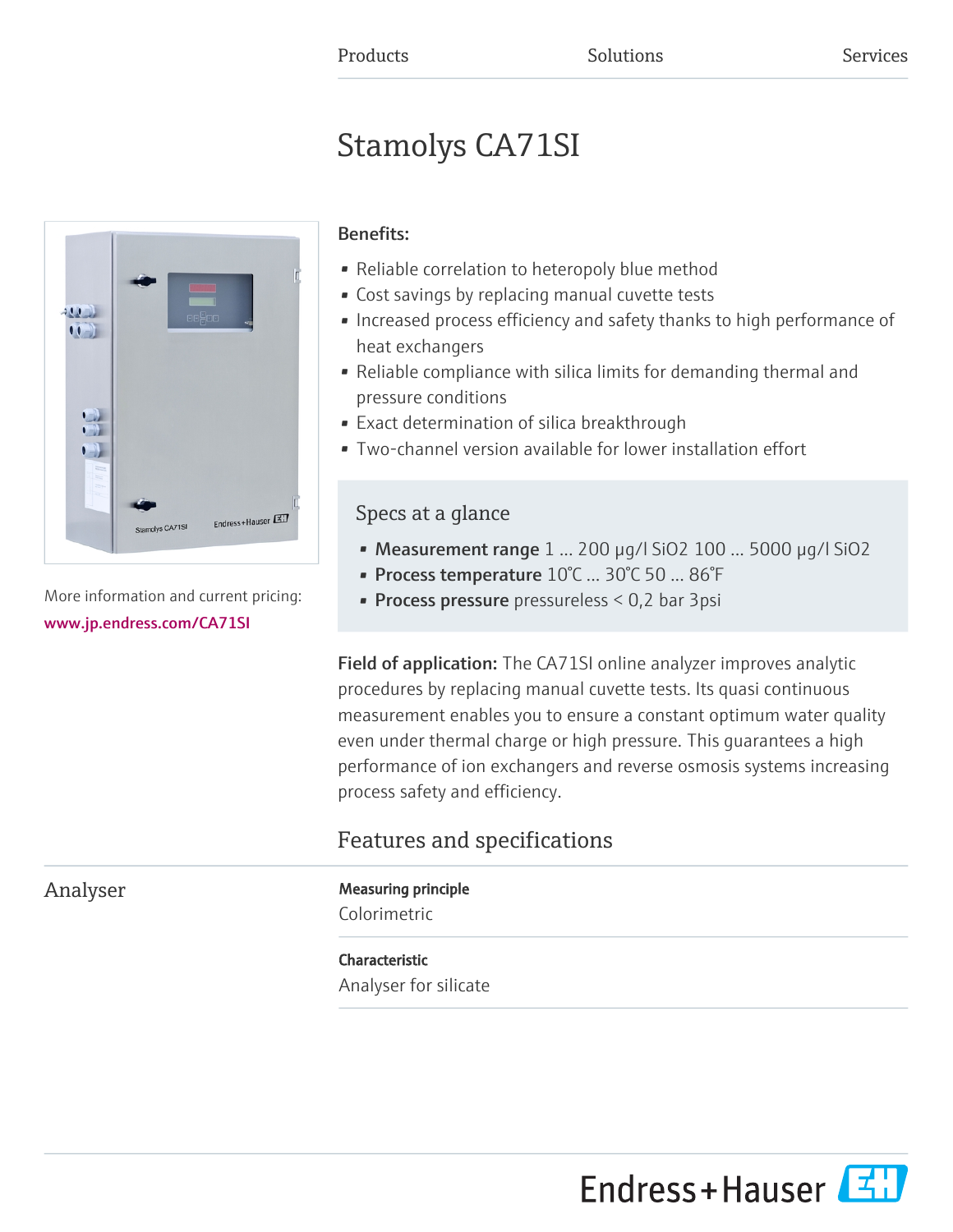Products Solutions Services

# Stamolys CA71SI

More information and current pricing:
www.jp.endress.com/CA71SI

**Benefits:**

- Reliable correlation to heteropoly blue method
- Cost savings by replacing manual cuvette tests
- Increased process efficiency and safety thanks to high performance of heat exchangers
- Reliable compliance with silica limits for demanding thermal and pressure conditions
- Exact determination of silica breakthrough
- Two-channel version available for lower installation effort

## Specs at a glance

- **Measurement range** 1 ... 200 µg/l $SiO_2$ 100 ... 5000 µg/l $SiO_2$
- **Process temperature** 10°C ... 30°C 50 ... 86°F
- **Process pressure** pressureless < 0,2 bar 3psi

**Field of application:** The CA71SI online analyzer improves analytic procedures by replacing manual cuvette tests. Its quasi continuous measurement enables you to ensure a constant optimum water quality even under thermal charge or high pressure. This guarantees a high performance of ion exchangers and reverse osmosis systems increasing process safety and efficiency.

## Features and specifications

### Analyser

**Measuring principle**
Colorimetric

**Characteristic**
Analyser for silicate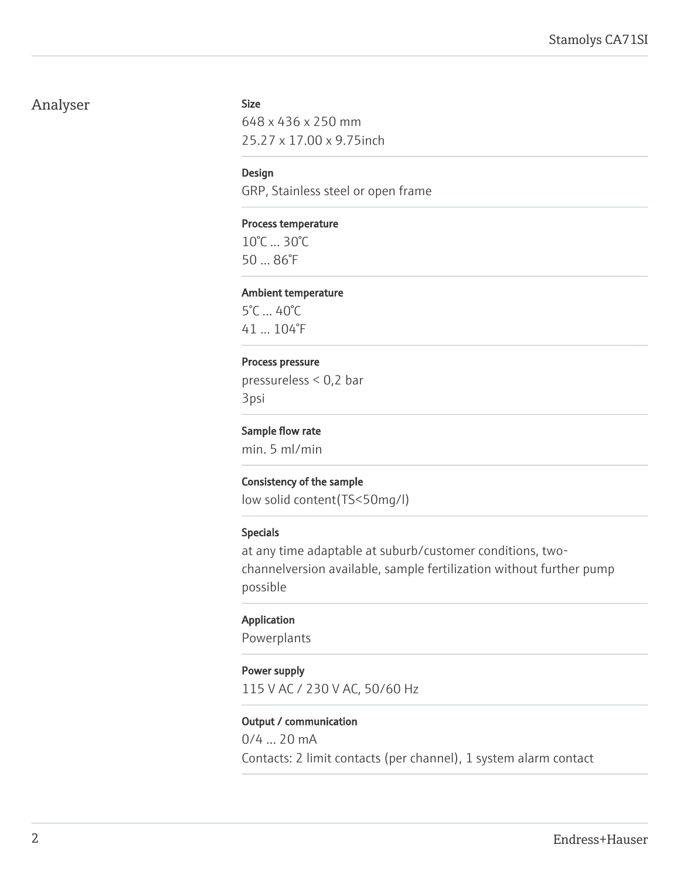## Analyser

### Size

648 x 436 x 250 mm
25.27 x 17.00 x 9.75inch

### Design

GRP, Stainless steel or open frame

### Process temperature

10°C ... 30°C
50 ... 86°F

### Ambient temperature

5°C ... 40°C
41 ... 104°F

### Process pressure

pressureless < 0,2 bar
3psi

### Sample flow rate

min. 5 ml/min

### Consistency of the sample

low solid content(TS<50mg/l)

### Specials

at any time adaptable at suburb/customer conditions, two-channelversion available, sample fertilization without further pump possible

### Application

Powerplants

### Power supply

115 V AC / 230 V AC, 50/60 Hz

### Output / communication

0/4 ... 20 mA
Contacts: 2 limit contacts (per channel), 1 system alarm contact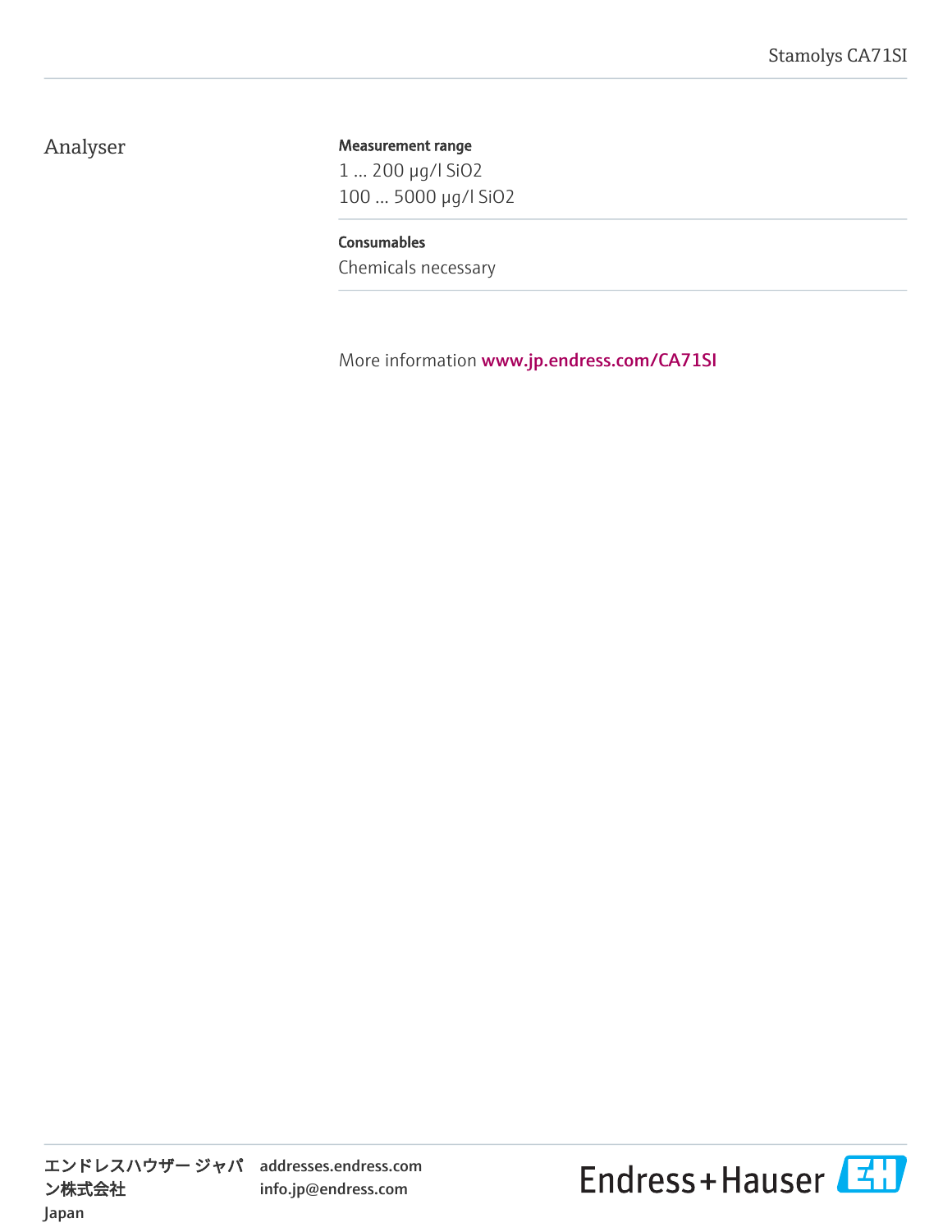## Analyser

**Measurement range**

1 … 200 µg/l $SiO_2$
100 … 5000 µg/l $SiO_2$

**Consumables**

Chemicals necessary

More information **www.jp.endress.com/CA71SI**

エンドレスハウザー ジャパン株式会社
Japan

addresses.endress.com
info.jp@endress.com

Endress+Hauser